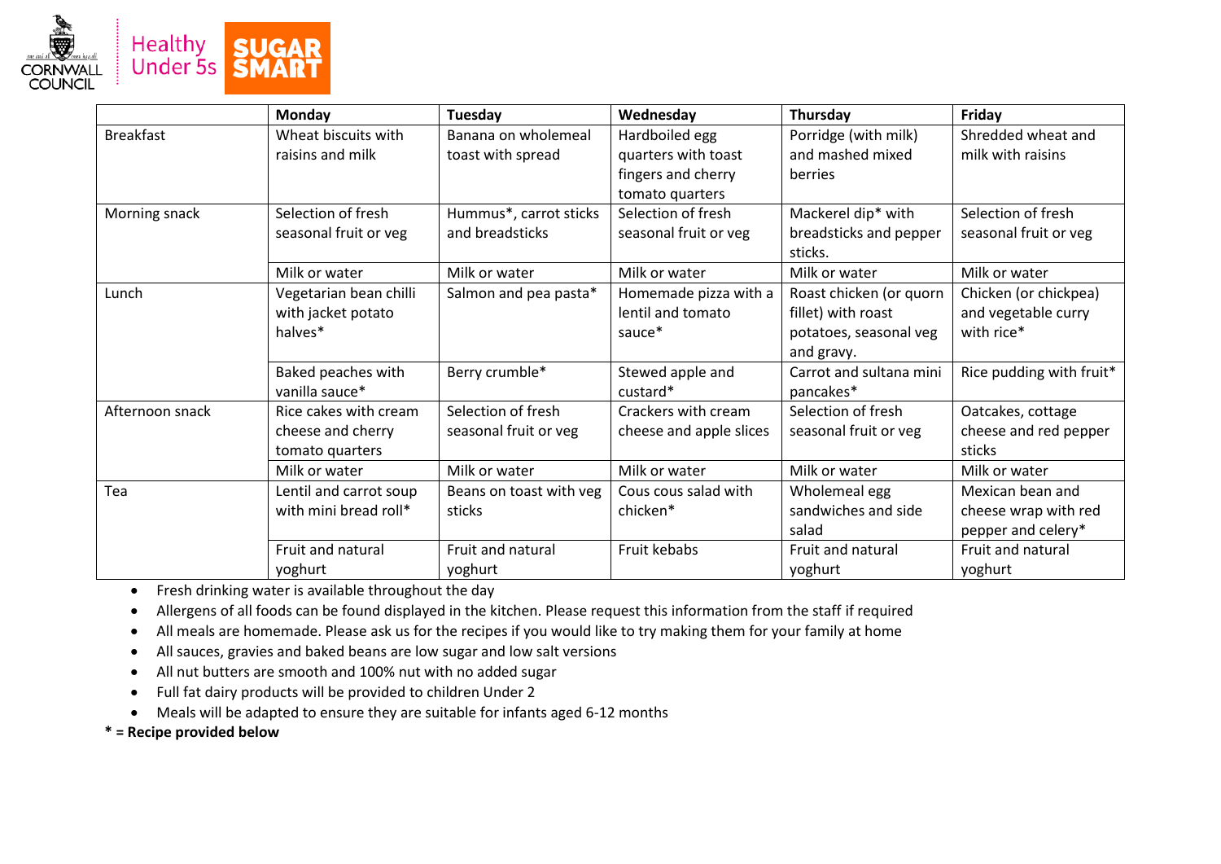Healthy Under 5s SUGAR SMART

|  | Monday | Tuesday | Wednesday | Thursday | Friday |
|---|---|---|---|---|---|
| Breakfast | Wheat biscuits with raisins and milk | Banana on wholemeal toast with spread | Hardboiled egg quarters with toast fingers and cherry tomato quarters | Porridge (with milk) and mashed mixed berries | Shredded wheat and milk with raisins |
| Morning snack | Selection of fresh seasonal fruit or veg | Hummus*, carrot sticks and breadsticks | Selection of fresh seasonal fruit or veg | Mackerel dip* with breadsticks and pepper sticks. | Selection of fresh seasonal fruit or veg |
|  | Milk or water | Milk or water | Milk or water | Milk or water | Milk or water |
| Lunch | Vegetarian bean chilli with jacket potato halves* | Salmon and pea pasta* | Homemade pizza with a lentil and tomato sauce* | Roast chicken (or quorn fillet) with roast potatoes, seasonal veg and gravy. | Chicken (or chickpea) and vegetable curry with rice* |
|  | Baked peaches with vanilla sauce* | Berry crumble* | Stewed apple and custard* | Carrot and sultana mini pancakes* | Rice pudding with fruit* |
| Afternoon snack | Rice cakes with cream cheese and cherry tomato quarters | Selection of fresh seasonal fruit or veg | Crackers with cream cheese and apple slices | Selection of fresh seasonal fruit or veg | Oatcakes, cottage cheese and red pepper sticks |
|  | Milk or water | Milk or water | Milk or water | Milk or water | Milk or water |
| Tea | Lentil and carrot soup with mini bread roll* | Beans on toast with veg sticks | Cous cous salad with chicken* | Wholemeal egg sandwiches and side salad | Mexican bean and cheese wrap with red pepper and celery* |
|  | Fruit and natural yoghurt | Fruit and natural yoghurt | Fruit kebabs | Fruit and natural yoghurt | Fruit and natural yoghurt |

- Fresh drinking water is available throughout the day
- Allergens of all foods can be found displayed in the kitchen. Please request this information from the staff if required
- All meals are homemade. Please ask us for the recipes if you would like to try making them for your family at home
- All sauces, gravies and baked beans are low sugar and low salt versions
- All nut butters are smooth and 100% nut with no added sugar
- Full fat dairy products will be provided to children Under 2
- Meals will be adapted to ensure they are suitable for infants aged 6-12 months

**\* = Recipe provided below**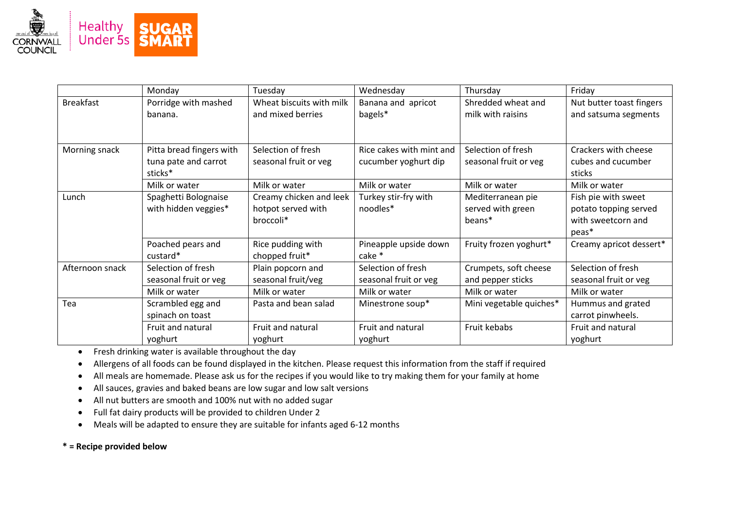| | Monday | Tuesday | Wednesday | Thursday | Friday |
|---|---|---|---|---|---|
| Breakfast | Porridge with mashed banana. | Wheat biscuits with milk and mixed berries | Banana and apricot bagels* | Shredded wheat and milk with raisins | Nut butter toast fingers and satsuma segments |
| Morning snack | Pitta bread fingers with tuna pate and carrot sticks* | Selection of fresh seasonal fruit or veg | Rice cakes with mint and cucumber yoghurt dip | Selection of fresh seasonal fruit or veg | Crackers with cheese cubes and cucumber sticks |
| | Milk or water | Milk or water | Milk or water | Milk or water | Milk or water |
| Lunch | Spaghetti Bolognaise with hidden veggies* | Creamy chicken and leek hotpot served with broccoli* | Turkey stir-fry with noodles* | Mediterranean pie served with green beans* | Fish pie with sweet potato topping served with sweetcorn and peas* |
| | Poached pears and custard* | Rice pudding with chopped fruit* | Pineapple upside down cake * | Fruity frozen yoghurt* | Creamy apricot dessert* |
| Afternoon snack | Selection of fresh seasonal fruit or veg | Plain popcorn and seasonal fruit/veg | Selection of fresh seasonal fruit or veg | Crumpets, soft cheese and pepper sticks | Selection of fresh seasonal fruit or veg |
| | Milk or water | Milk or water | Milk or water | Milk or water | Milk or water |
| Tea | Scrambled egg and spinach on toast | Pasta and bean salad | Minestrone soup* | Mini vegetable quiches* | Hummus and grated carrot pinwheels. |
| | Fruit and natural yoghurt | Fruit and natural yoghurt | Fruit and natural yoghurt | Fruit kebabs | Fruit and natural yoghurt |

- Fresh drinking water is available throughout the day
- Allergens of all foods can be found displayed in the kitchen. Please request this information from the staff if required
- All meals are homemade. Please ask us for the recipes if you would like to try making them for your family at home
- All sauces, gravies and baked beans are low sugar and low salt versions
- All nut butters are smooth and 100% nut with no added sugar
- Full fat dairy products will be provided to children Under 2
- Meals will be adapted to ensure they are suitable for infants aged 6-12 months

**\* = Recipe provided below**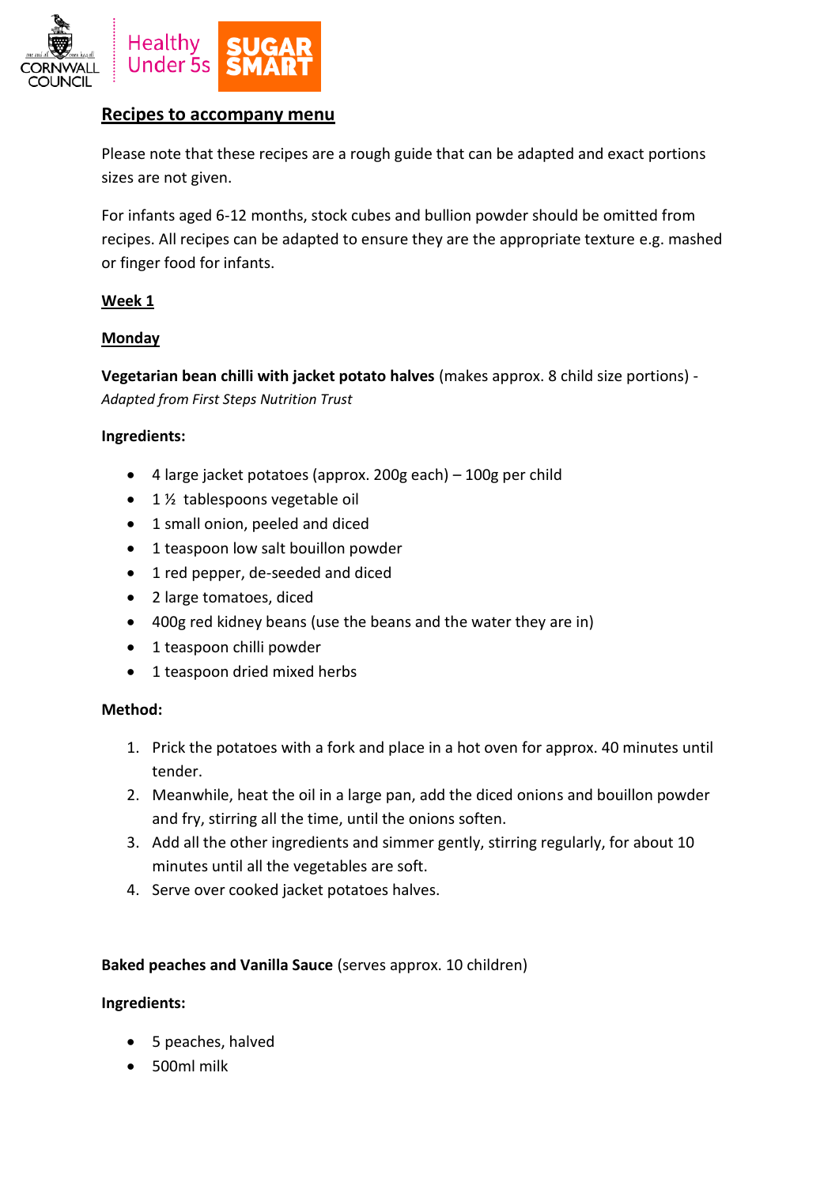## Recipes to accompany menu

Please note that these recipes are a rough guide that can be adapted and exact portions sizes are not given.

For infants aged 6-12 months, stock cubes and bullion powder should be omitted from recipes. All recipes can be adapted to ensure they are the appropriate texture e.g. mashed or finger food for infants.

### Week 1

#### Monday

**Vegetarian bean chilli with jacket potato halves** (makes approx. 8 child size portions) - *Adapted from First Steps Nutrition Trust*

**Ingredients:**

- 4 large jacket potatoes (approx. 200g each) – 100g per child
- 1 ½ tablespoons vegetable oil
- 1 small onion, peeled and diced
- 1 teaspoon low salt bouillon powder
- 1 red pepper, de-seeded and diced
- 2 large tomatoes, diced
- 400g red kidney beans (use the beans and the water they are in)
- 1 teaspoon chilli powder
- 1 teaspoon dried mixed herbs

**Method:**

1. Prick the potatoes with a fork and place in a hot oven for approx. 40 minutes until tender.
2. Meanwhile, heat the oil in a large pan, add the diced onions and bouillon powder and fry, stirring all the time, until the onions soften.
3. Add all the other ingredients and simmer gently, stirring regularly, for about 10 minutes until all the vegetables are soft.
4. Serve over cooked jacket potatoes halves.

**Baked peaches and Vanilla Sauce** (serves approx. 10 children)

**Ingredients:**

- 5 peaches, halved
- 500ml milk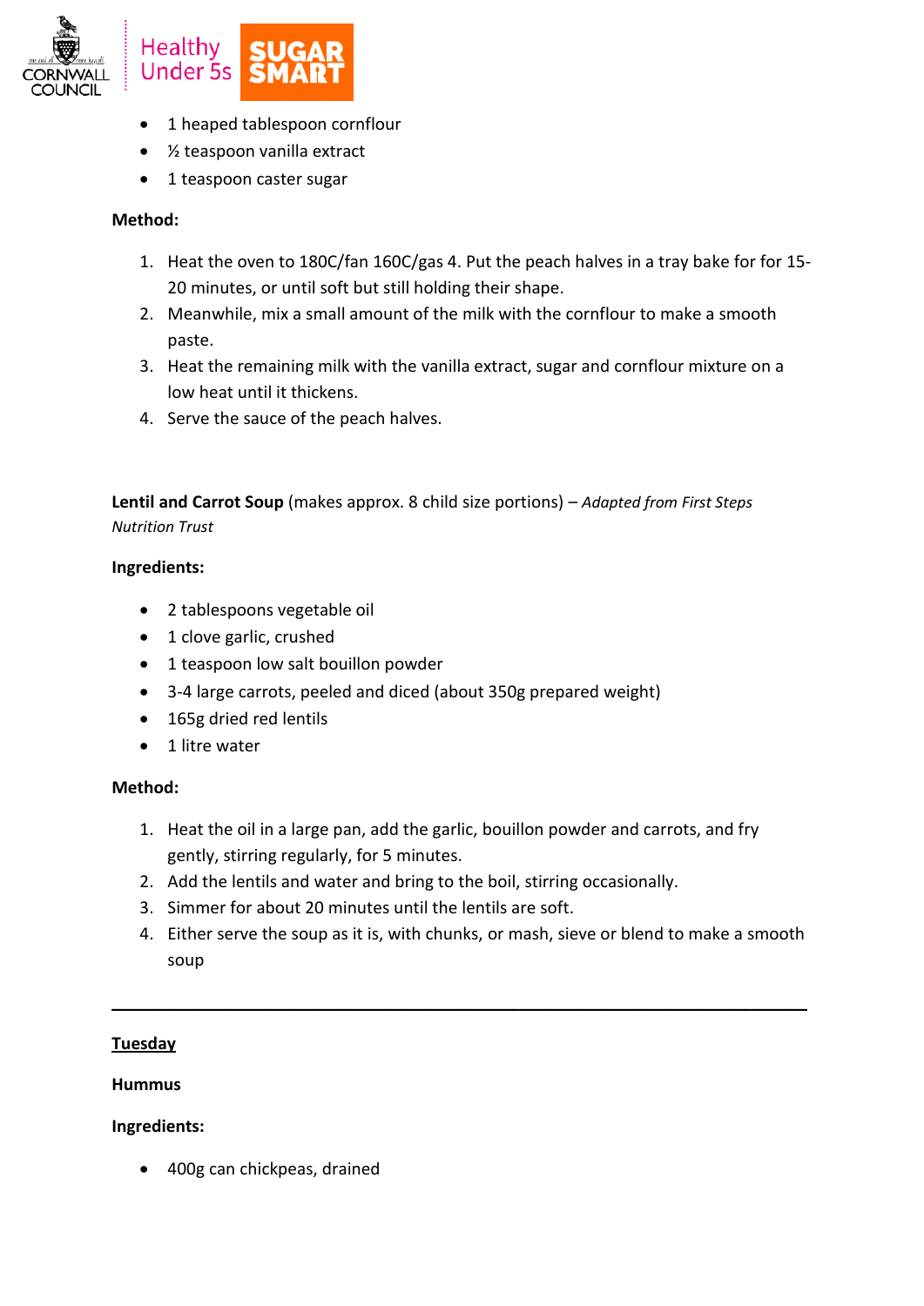- 1 heaped tablespoon cornflour
- ½ teaspoon vanilla extract
- 1 teaspoon caster sugar

**Method:**

1. Heat the oven to 180C/fan 160C/gas 4. Put the peach halves in a tray bake for for 15-20 minutes, or until soft but still holding their shape.
2. Meanwhile, mix a small amount of the milk with the cornflour to make a smooth paste.
3. Heat the remaining milk with the vanilla extract, sugar and cornflour mixture on a low heat until it thickens.
4. Serve the sauce of the peach halves.

**Lentil and Carrot Soup** (makes approx. 8 child size portions) – *Adapted from First Steps Nutrition Trust*

**Ingredients:**

- 2 tablespoons vegetable oil
- 1 clove garlic, crushed
- 1 teaspoon low salt bouillon powder
- 3-4 large carrots, peeled and diced (about 350g prepared weight)
- 165g dried red lentils
- 1 litre water

**Method:**

1. Heat the oil in a large pan, add the garlic, bouillon powder and carrots, and fry gently, stirring regularly, for 5 minutes.
2. Add the lentils and water and bring to the boil, stirring occasionally.
3. Simmer for about 20 minutes until the lentils are soft.
4. Either serve the soup as it is, with chunks, or mash, sieve or blend to make a smooth soup

---

**Tuesday**

**Hummus**

**Ingredients:**

- 400g can chickpeas, drained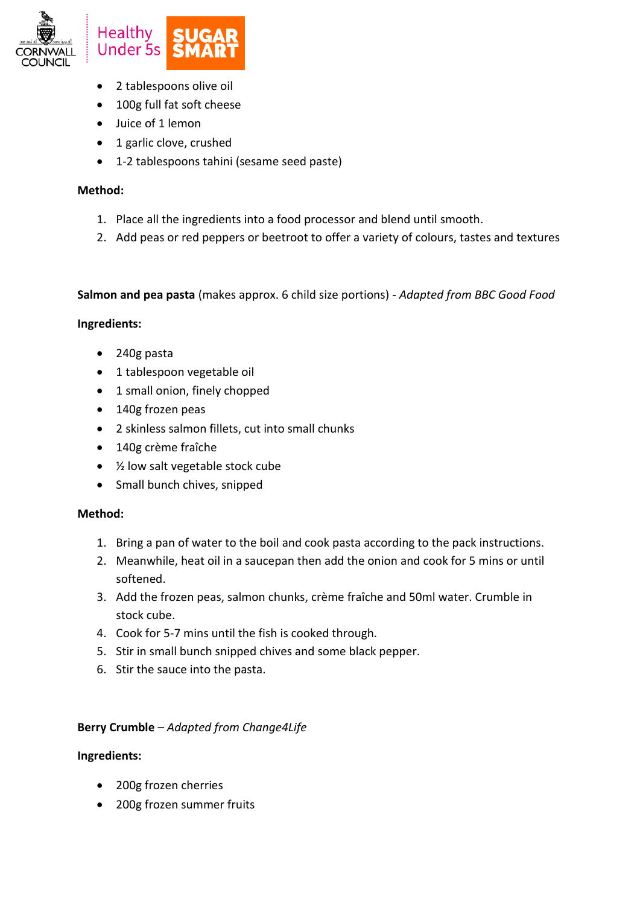- 2 tablespoons olive oil
- 100g full fat soft cheese
- Juice of 1 lemon
- 1 garlic clove, crushed
- 1-2 tablespoons tahini (sesame seed paste)

**Method:**

1. Place all the ingredients into a food processor and blend until smooth.
2. Add peas or red peppers or beetroot to offer a variety of colours, tastes and textures

**Salmon and pea pasta** (makes approx. 6 child size portions) - *Adapted from BBC Good Food*

**Ingredients:**

- 240g pasta
- 1 tablespoon vegetable oil
- 1 small onion, finely chopped
- 140g frozen peas
- 2 skinless salmon fillets, cut into small chunks
- 140g crème fraîche
- ½ low salt vegetable stock cube
- Small bunch chives, snipped

**Method:**

1. Bring a pan of water to the boil and cook pasta according to the pack instructions.
2. Meanwhile, heat oil in a saucepan then add the onion and cook for 5 mins or until softened.
3. Add the frozen peas, salmon chunks, crème fraîche and 50ml water. Crumble in stock cube.
4. Cook for 5-7 mins until the fish is cooked through.
5. Stir in small bunch snipped chives and some black pepper.
6. Stir the sauce into the pasta.

**Berry Crumble** – *Adapted from Change4Life*

**Ingredients:**

- 200g frozen cherries
- 200g frozen summer fruits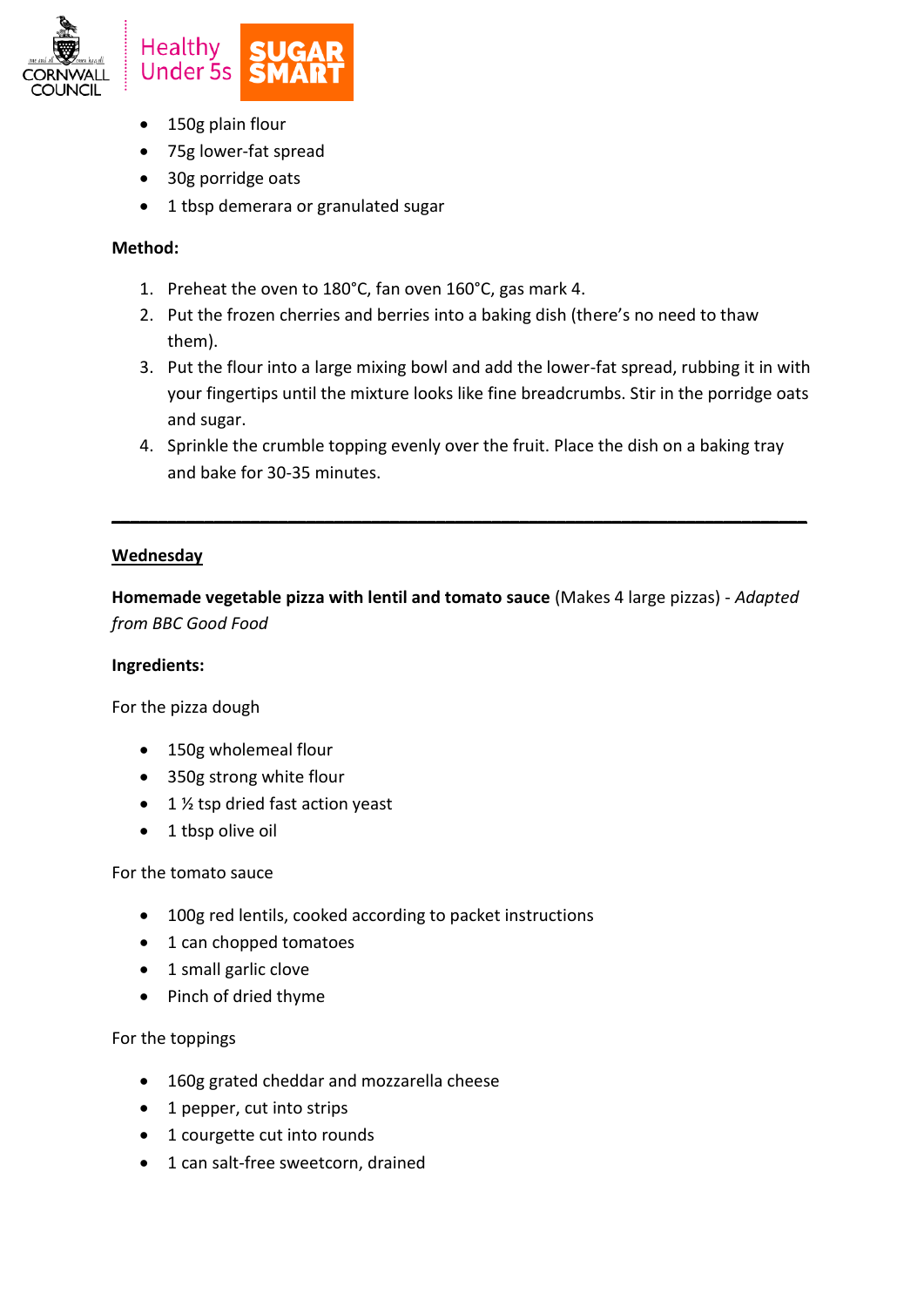- 150g plain flour
- 75g lower-fat spread
- 30g porridge oats
- 1 tbsp demerara or granulated sugar

**Method:**

1. Preheat the oven to 180°C, fan oven 160°C, gas mark 4.
2. Put the frozen cherries and berries into a baking dish (there's no need to thaw them).
3. Put the flour into a large mixing bowl and add the lower-fat spread, rubbing it in with your fingertips until the mixture looks like fine breadcrumbs. Stir in the porridge oats and sugar.
4. Sprinkle the crumble topping evenly over the fruit. Place the dish on a baking tray and bake for 30-35 minutes.

---

**Wednesday**

**Homemade vegetable pizza with lentil and tomato sauce** (Makes 4 large pizzas) - *Adapted from BBC Good Food*

**Ingredients:**

For the pizza dough

- 150g wholemeal flour
- 350g strong white flour
- 1 ½ tsp dried fast action yeast
- 1 tbsp olive oil

For the tomato sauce

- 100g red lentils, cooked according to packet instructions
- 1 can chopped tomatoes
- 1 small garlic clove
- Pinch of dried thyme

For the toppings

- 160g grated cheddar and mozzarella cheese
- 1 pepper, cut into strips
- 1 courgette cut into rounds
- 1 can salt-free sweetcorn, drained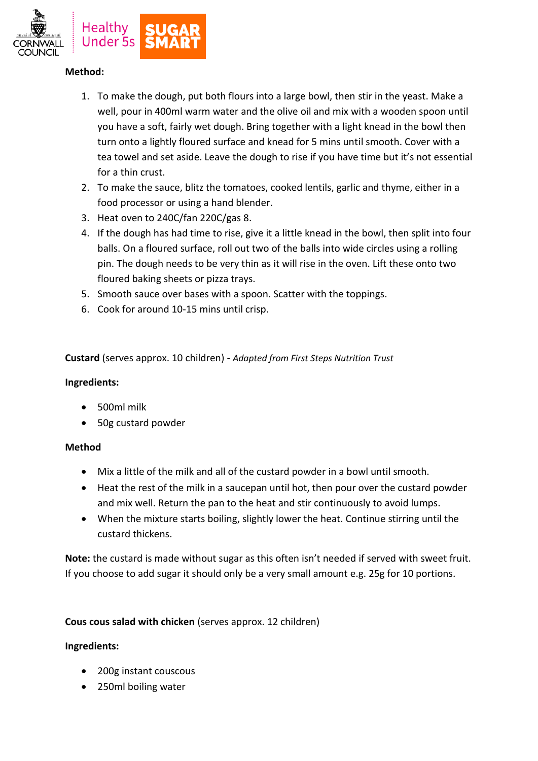**Method:**

1. To make the dough, put both flours into a large bowl, then stir in the yeast. Make a well, pour in 400ml warm water and the olive oil and mix with a wooden spoon until you have a soft, fairly wet dough. Bring together with a light knead in the bowl then turn onto a lightly floured surface and knead for 5 mins until smooth. Cover with a tea towel and set aside. Leave the dough to rise if you have time but it's not essential for a thin crust.
2. To make the sauce, blitz the tomatoes, cooked lentils, garlic and thyme, either in a food processor or using a hand blender.
3. Heat oven to 240C/fan 220C/gas 8.
4. If the dough has had time to rise, give it a little knead in the bowl, then split into four balls. On a floured surface, roll out two of the balls into wide circles using a rolling pin. The dough needs to be very thin as it will rise in the oven. Lift these onto two floured baking sheets or pizza trays.
5. Smooth sauce over bases with a spoon. Scatter with the toppings.
6. Cook for around 10-15 mins until crisp.

**Custard** (serves approx. 10 children) - *Adapted from First Steps Nutrition Trust*

**Ingredients:**

- 500ml milk
- 50g custard powder

**Method**

- Mix a little of the milk and all of the custard powder in a bowl until smooth.
- Heat the rest of the milk in a saucepan until hot, then pour over the custard powder and mix well. Return the pan to the heat and stir continuously to avoid lumps.
- When the mixture starts boiling, slightly lower the heat. Continue stirring until the custard thickens.

**Note:** the custard is made without sugar as this often isn't needed if served with sweet fruit. If you choose to add sugar it should only be a very small amount e.g. 25g for 10 portions.

**Cous cous salad with chicken** (serves approx. 12 children)

**Ingredients:**

- 200g instant couscous
- 250ml boiling water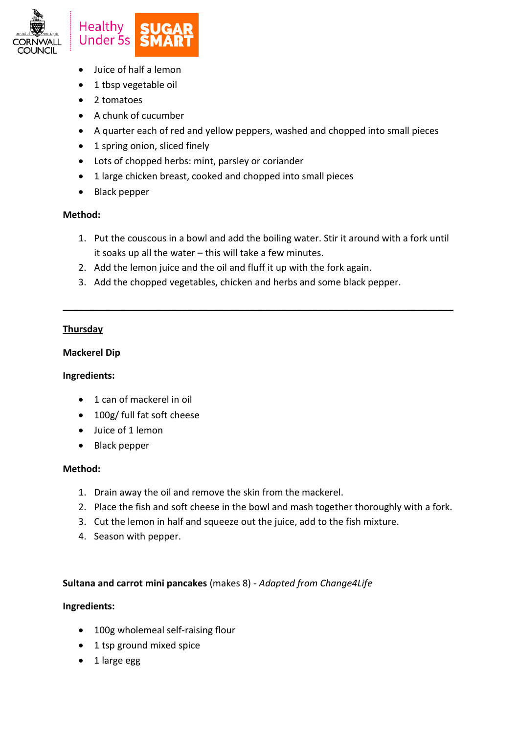- Juice of half a lemon
- 1 tbsp vegetable oil
- 2 tomatoes
- A chunk of cucumber
- A quarter each of red and yellow peppers, washed and chopped into small pieces
- 1 spring onion, sliced finely
- Lots of chopped herbs: mint, parsley or coriander
- 1 large chicken breast, cooked and chopped into small pieces
- Black pepper

**Method:**

1. Put the couscous in a bowl and add the boiling water. Stir it around with a fork until it soaks up all the water – this will take a few minutes.
2. Add the lemon juice and the oil and fluff it up with the fork again.
3. Add the chopped vegetables, chicken and herbs and some black pepper.

---

**Thursday**

**Mackerel Dip**

**Ingredients:**

- 1 can of mackerel in oil
- 100g/ full fat soft cheese
- Juice of 1 lemon
- Black pepper

**Method:**

1. Drain away the oil and remove the skin from the mackerel.
2. Place the fish and soft cheese in the bowl and mash together thoroughly with a fork.
3. Cut the lemon in half and squeeze out the juice, add to the fish mixture.
4. Season with pepper.

**Sultana and carrot mini pancakes** (makes 8) - *Adapted from Change4Life*

**Ingredients:**

- 100g wholemeal self-raising flour
- 1 tsp ground mixed spice
- 1 large egg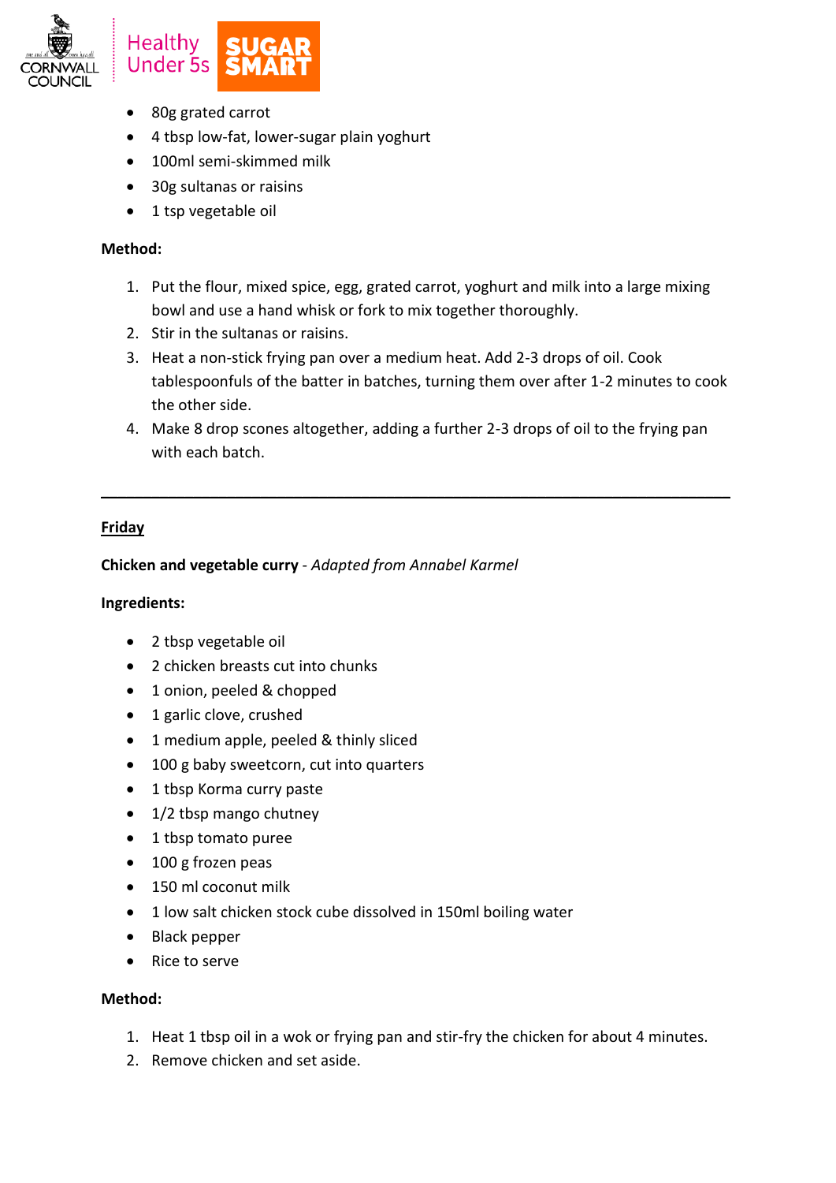- 80g grated carrot
- 4 tbsp low-fat, lower-sugar plain yoghurt
- 100ml semi-skimmed milk
- 30g sultanas or raisins
- 1 tsp vegetable oil

**Method:**

1. Put the flour, mixed spice, egg, grated carrot, yoghurt and milk into a large mixing bowl and use a hand whisk or fork to mix together thoroughly.
2. Stir in the sultanas or raisins.
3. Heat a non-stick frying pan over a medium heat. Add 2-3 drops of oil. Cook tablespoonfuls of the batter in batches, turning them over after 1-2 minutes to cook the other side.
4. Make 8 drop scones altogether, adding a further 2-3 drops of oil to the frying pan with each batch.

---

## Friday

**Chicken and vegetable curry** - *Adapted from Annabel Karmel*

**Ingredients:**

- 2 tbsp vegetable oil
- 2 chicken breasts cut into chunks
- 1 onion, peeled & chopped
- 1 garlic clove, crushed
- 1 medium apple, peeled & thinly sliced
- 100 g baby sweetcorn, cut into quarters
- 1 tbsp Korma curry paste
- 1/2 tbsp mango chutney
- 1 tbsp tomato puree
- 100 g frozen peas
- 150 ml coconut milk
- 1 low salt chicken stock cube dissolved in 150ml boiling water
- Black pepper
- Rice to serve

**Method:**

1. Heat 1 tbsp oil in a wok or frying pan and stir-fry the chicken for about 4 minutes.
2. Remove chicken and set aside.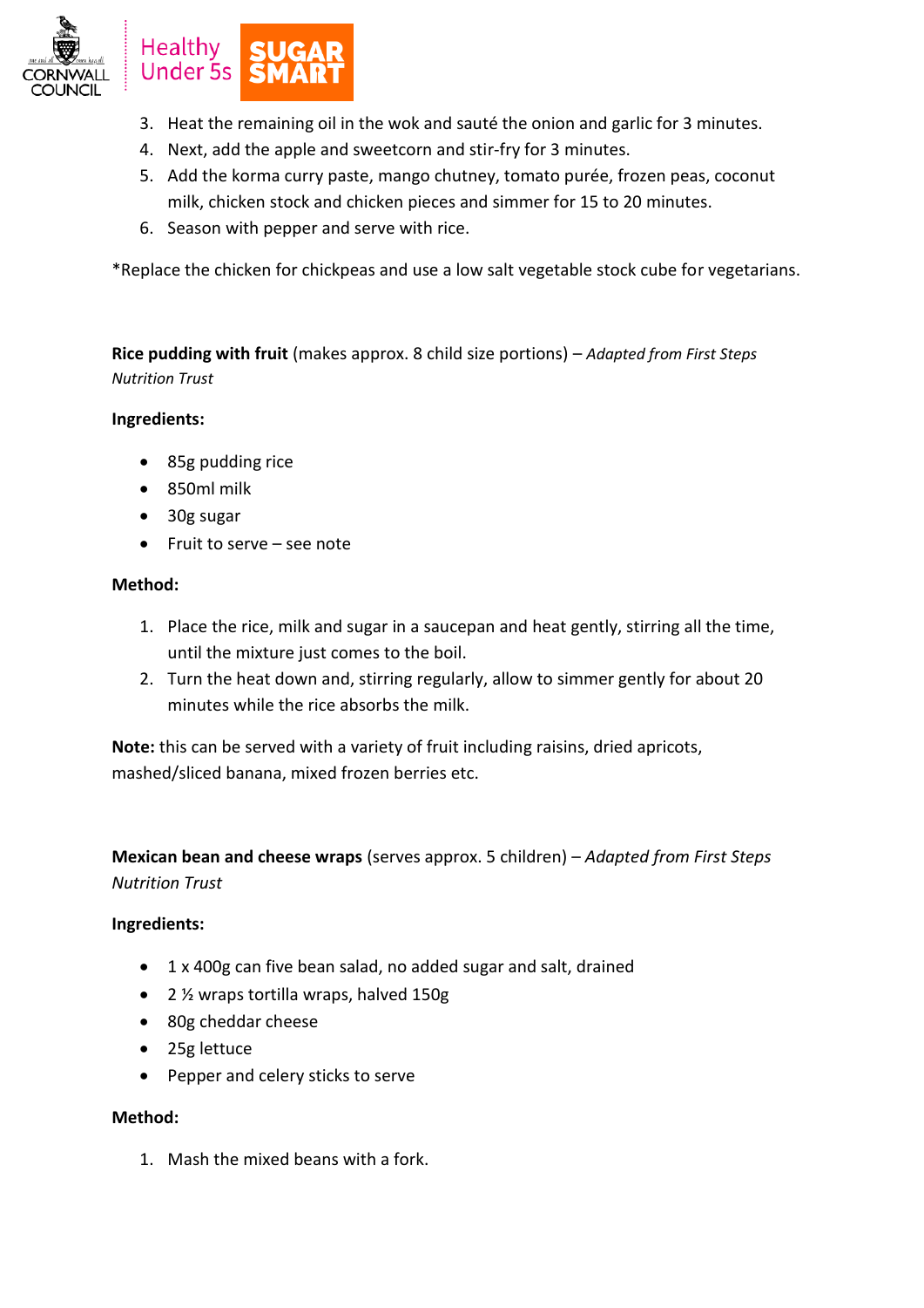3. Heat the remaining oil in the wok and sauté the onion and garlic for 3 minutes.
4. Next, add the apple and sweetcorn and stir-fry for 3 minutes.
5. Add the korma curry paste, mango chutney, tomato purée, frozen peas, coconut milk, chicken stock and chicken pieces and simmer for 15 to 20 minutes.
6. Season with pepper and serve with rice.

*Replace the chicken for chickpeas and use a low salt vegetable stock cube for vegetarians.

**Rice pudding with fruit** (makes approx. 8 child size portions) – *Adapted from First Steps Nutrition Trust*

**Ingredients:**

- 85g pudding rice
- 850ml milk
- 30g sugar
- Fruit to serve – see note

**Method:**

1. Place the rice, milk and sugar in a saucepan and heat gently, stirring all the time, until the mixture just comes to the boil.
2. Turn the heat down and, stirring regularly, allow to simmer gently for about 20 minutes while the rice absorbs the milk.

**Note:** this can be served with a variety of fruit including raisins, dried apricots, mashed/sliced banana, mixed frozen berries etc.

**Mexican bean and cheese wraps** (serves approx. 5 children) – *Adapted from First Steps Nutrition Trust*

**Ingredients:**

- 1 x 400g can five bean salad, no added sugar and salt, drained
- 2 ½ wraps tortilla wraps, halved 150g
- 80g cheddar cheese
- 25g lettuce
- Pepper and celery sticks to serve

**Method:**

1. Mash the mixed beans with a fork.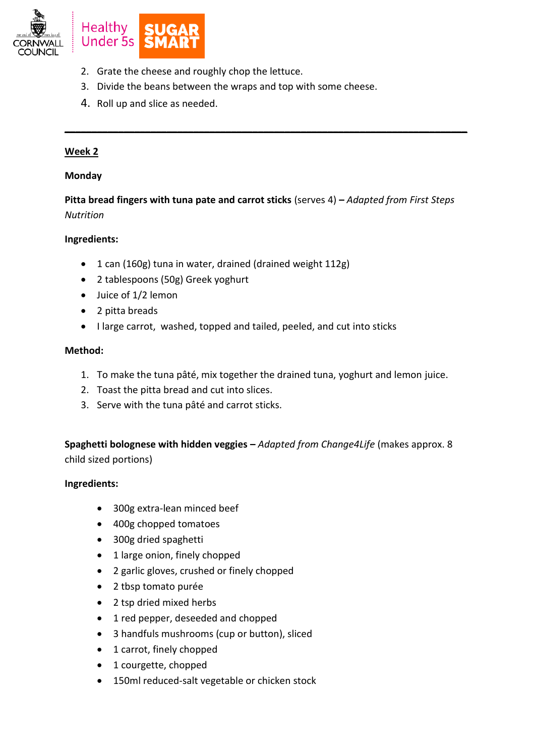2. Grate the cheese and roughly chop the lettuce.
3. Divide the beans between the wraps and top with some cheese.
4. Roll up and slice as needed.

---

**Week 2**

**Monday**

**Pitta bread fingers with tuna pate and carrot sticks** (serves 4) **–** *Adapted from First Steps Nutrition*

**Ingredients:**

- 1 can (160g) tuna in water, drained (drained weight 112g)
- 2 tablespoons (50g) Greek yoghurt
- Juice of 1/2 lemon
- 2 pitta breads
- I large carrot, washed, topped and tailed, peeled, and cut into sticks

**Method:**

1. To make the tuna pâté, mix together the drained tuna, yoghurt and lemon juice.
2. Toast the pitta bread and cut into slices.
3. Serve with the tuna pâté and carrot sticks.

**Spaghetti bolognese with hidden veggies –** *Adapted from Change4Life* (makes approx. 8 child sized portions)

**Ingredients:**

- 300g extra-lean minced beef
- 400g chopped tomatoes
- 300g dried spaghetti
- 1 large onion, finely chopped
- 2 garlic gloves, crushed or finely chopped
- 2 tbsp tomato purée
- 2 tsp dried mixed herbs
- 1 red pepper, deseeded and chopped
- 3 handfuls mushrooms (cup or button), sliced
- 1 carrot, finely chopped
- 1 courgette, chopped
- 150ml reduced-salt vegetable or chicken stock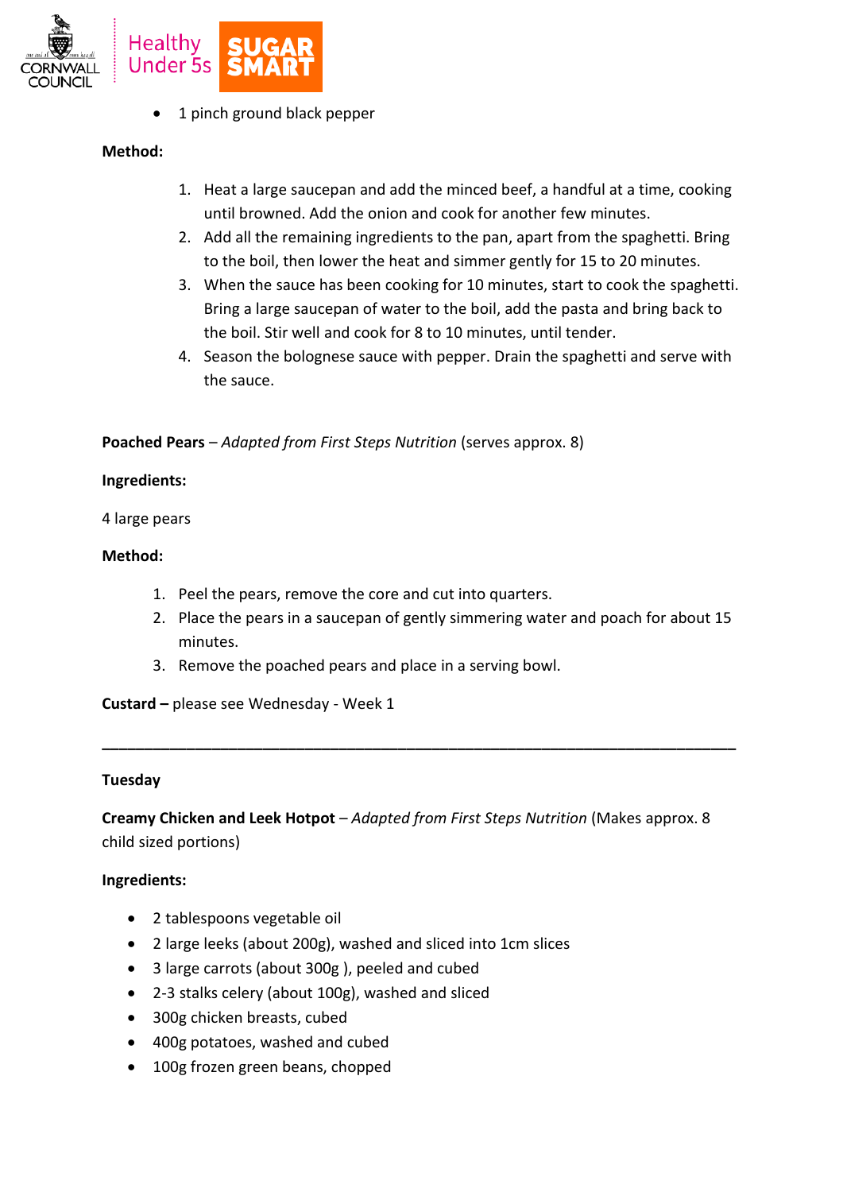- 1 pinch ground black pepper

**Method:**

1. Heat a large saucepan and add the minced beef, a handful at a time, cooking until browned. Add the onion and cook for another few minutes.
2. Add all the remaining ingredients to the pan, apart from the spaghetti. Bring to the boil, then lower the heat and simmer gently for 15 to 20 minutes.
3. When the sauce has been cooking for 10 minutes, start to cook the spaghetti. Bring a large saucepan of water to the boil, add the pasta and bring back to the boil. Stir well and cook for 8 to 10 minutes, until tender.
4. Season the bolognese sauce with pepper. Drain the spaghetti and serve with the sauce.

**Poached Pears** – *Adapted from First Steps Nutrition* (serves approx. 8)

**Ingredients:**

4 large pears

**Method:**

1. Peel the pears, remove the core and cut into quarters.
2. Place the pears in a saucepan of gently simmering water and poach for about 15 minutes.
3. Remove the poached pears and place in a serving bowl.

**Custard –** please see Wednesday - Week 1

---

**Tuesday**

**Creamy Chicken and Leek Hotpot** – *Adapted from First Steps Nutrition* (Makes approx. 8 child sized portions)

**Ingredients:**

- 2 tablespoons vegetable oil
- 2 large leeks (about 200g), washed and sliced into 1cm slices
- 3 large carrots (about 300g ), peeled and cubed
- 2-3 stalks celery (about 100g), washed and sliced
- 300g chicken breasts, cubed
- 400g potatoes, washed and cubed
- 100g frozen green beans, chopped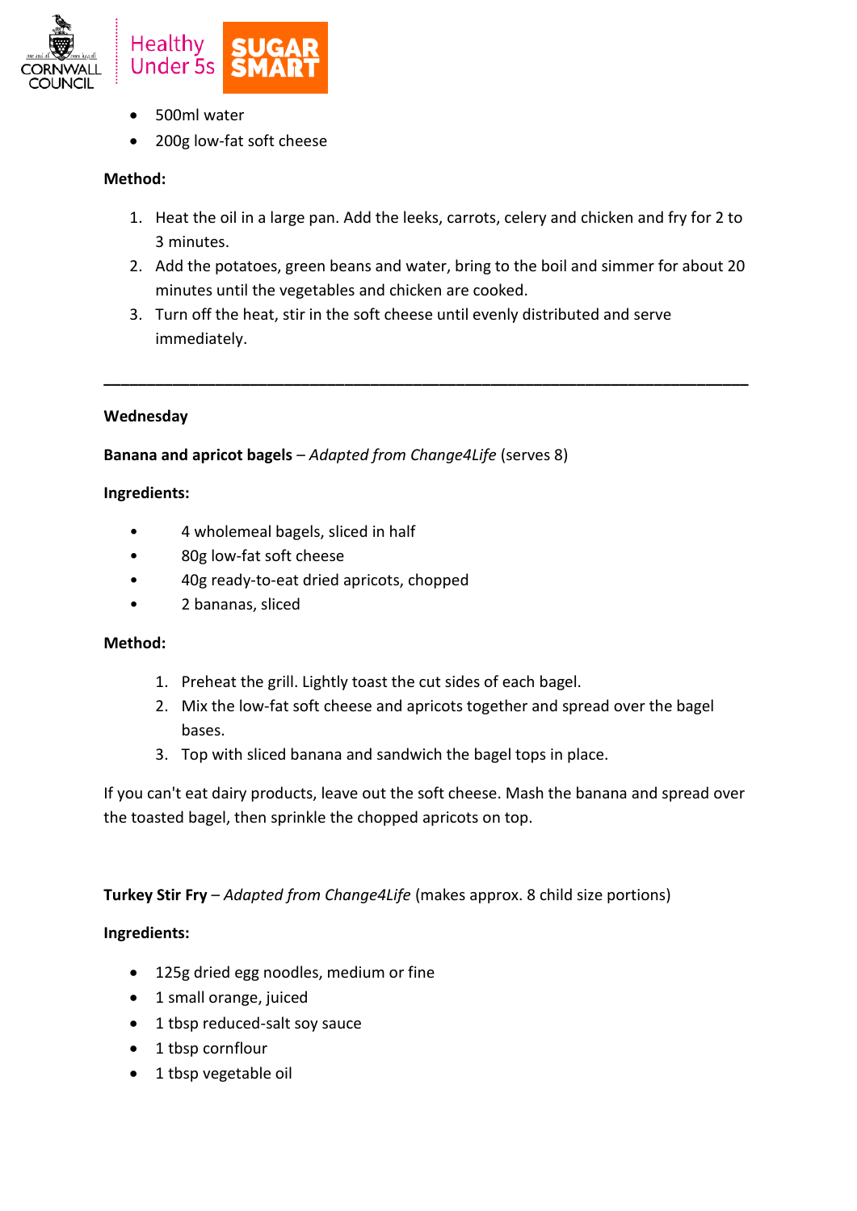- 500ml water
- 200g low-fat soft cheese

**Method:**

1. Heat the oil in a large pan. Add the leeks, carrots, celery and chicken and fry for 2 to 3 minutes.
2. Add the potatoes, green beans and water, bring to the boil and simmer for about 20 minutes until the vegetables and chicken are cooked.
3. Turn off the heat, stir in the soft cheese until evenly distributed and serve immediately.

---

**Wednesday**

**Banana and apricot bagels** – *Adapted from Change4Life* (serves 8)

**Ingredients:**

- 4 wholemeal bagels, sliced in half
- 80g low-fat soft cheese
- 40g ready-to-eat dried apricots, chopped
- 2 bananas, sliced

**Method:**

1. Preheat the grill. Lightly toast the cut sides of each bagel.
2. Mix the low-fat soft cheese and apricots together and spread over the bagel bases.
3. Top with sliced banana and sandwich the bagel tops in place.

If you can't eat dairy products, leave out the soft cheese. Mash the banana and spread over the toasted bagel, then sprinkle the chopped apricots on top.

**Turkey Stir Fry** – *Adapted from Change4Life* (makes approx. 8 child size portions)

**Ingredients:**

- 125g dried egg noodles, medium or fine
- 1 small orange, juiced
- 1 tbsp reduced-salt soy sauce
- 1 tbsp cornflour
- 1 tbsp vegetable oil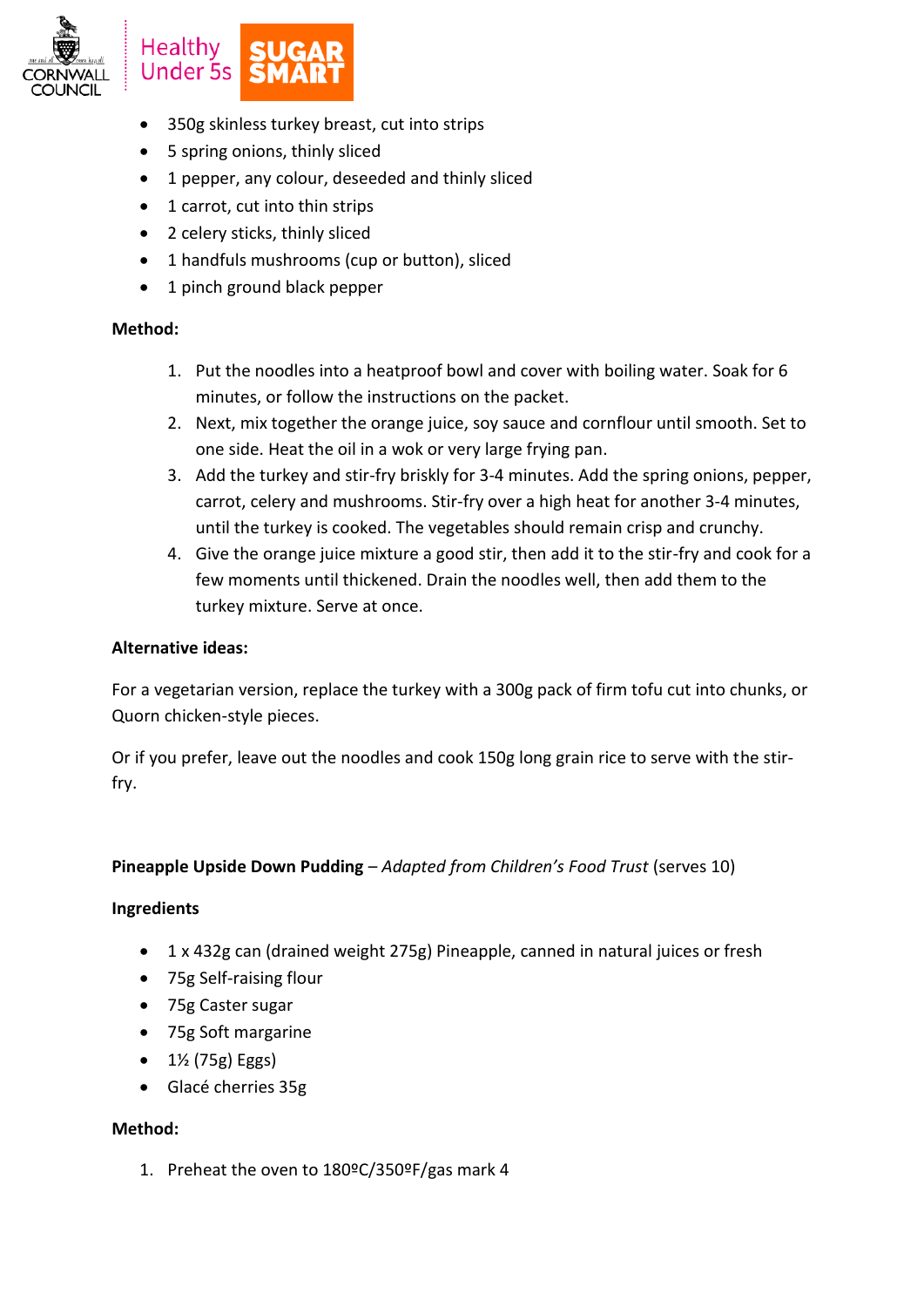- 350g skinless turkey breast, cut into strips
- 5 spring onions, thinly sliced
- 1 pepper, any colour, deseeded and thinly sliced
- 1 carrot, cut into thin strips
- 2 celery sticks, thinly sliced
- 1 handfuls mushrooms (cup or button), sliced
- 1 pinch ground black pepper

**Method:**

1. Put the noodles into a heatproof bowl and cover with boiling water. Soak for 6 minutes, or follow the instructions on the packet.
2. Next, mix together the orange juice, soy sauce and cornflour until smooth. Set to one side. Heat the oil in a wok or very large frying pan.
3. Add the turkey and stir-fry briskly for 3-4 minutes. Add the spring onions, pepper, carrot, celery and mushrooms. Stir-fry over a high heat for another 3-4 minutes, until the turkey is cooked. The vegetables should remain crisp and crunchy.
4. Give the orange juice mixture a good stir, then add it to the stir-fry and cook for a few moments until thickened. Drain the noodles well, then add them to the turkey mixture. Serve at once.

**Alternative ideas:**

For a vegetarian version, replace the turkey with a 300g pack of firm tofu cut into chunks, or Quorn chicken-style pieces.

Or if you prefer, leave out the noodles and cook 150g long grain rice to serve with the stir-fry.

**Pineapple Upside Down Pudding** – *Adapted from Children's Food Trust* (serves 10)

**Ingredients**

- 1 x 432g can (drained weight 275g) Pineapple, canned in natural juices or fresh
- 75g Self-raising flour
- 75g Caster sugar
- 75g Soft margarine
- 1½ (75g) Eggs)
- Glacé cherries 35g

**Method:**

1. Preheat the oven to 180ºC/350ºF/gas mark 4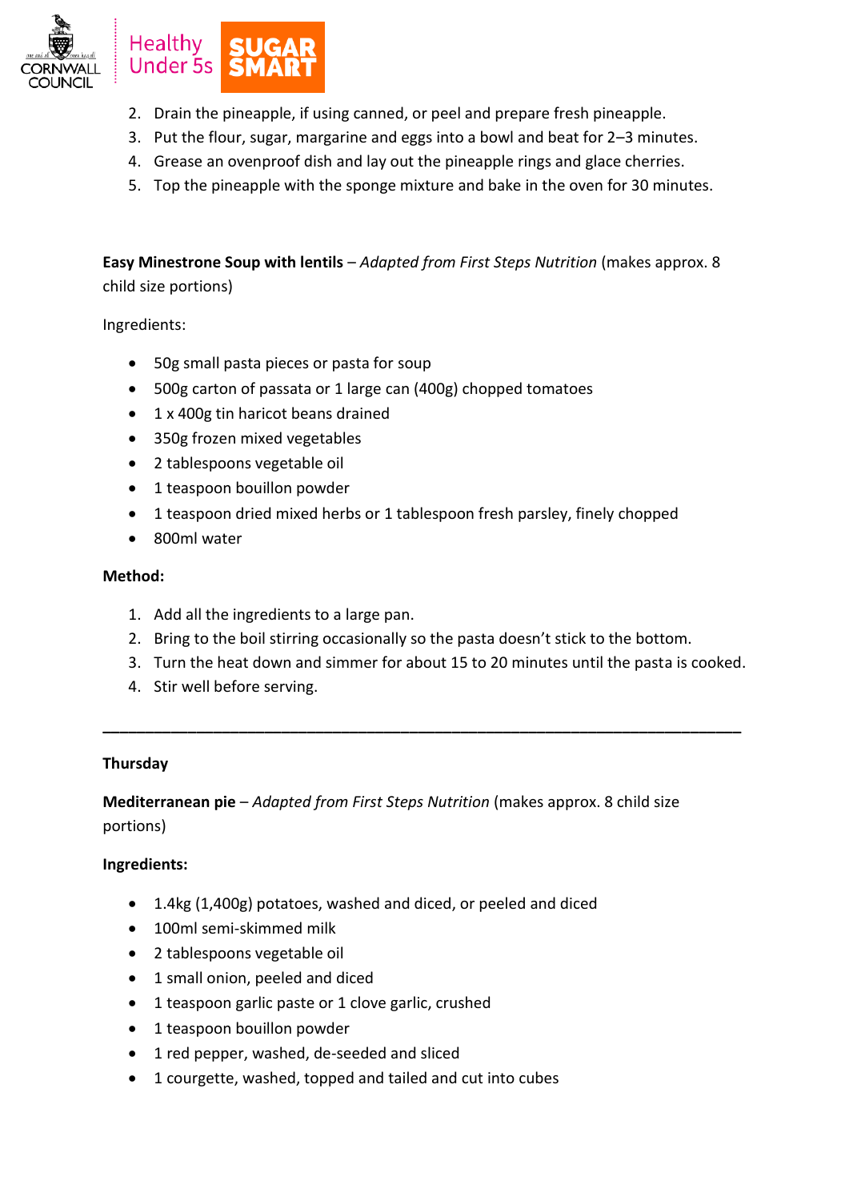2. Drain the pineapple, if using canned, or peel and prepare fresh pineapple.
3. Put the flour, sugar, margarine and eggs into a bowl and beat for 2–3 minutes.
4. Grease an ovenproof dish and lay out the pineapple rings and glace cherries.
5. Top the pineapple with the sponge mixture and bake in the oven for 30 minutes.

**Easy Minestrone Soup with lentils** – *Adapted from First Steps Nutrition* (makes approx. 8 child size portions)

Ingredients:

- 50g small pasta pieces or pasta for soup
- 500g carton of passata or 1 large can (400g) chopped tomatoes
- 1 x 400g tin haricot beans drained
- 350g frozen mixed vegetables
- 2 tablespoons vegetable oil
- 1 teaspoon bouillon powder
- 1 teaspoon dried mixed herbs or 1 tablespoon fresh parsley, finely chopped
- 800ml water

**Method:**

1. Add all the ingredients to a large pan.
2. Bring to the boil stirring occasionally so the pasta doesn't stick to the bottom.
3. Turn the heat down and simmer for about 15 to 20 minutes until the pasta is cooked.
4. Stir well before serving.

---

**Thursday**

**Mediterranean pie** – *Adapted from First Steps Nutrition* (makes approx. 8 child size portions)

**Ingredients:**

- 1.4kg (1,400g) potatoes, washed and diced, or peeled and diced
- 100ml semi-skimmed milk
- 2 tablespoons vegetable oil
- 1 small onion, peeled and diced
- 1 teaspoon garlic paste or 1 clove garlic, crushed
- 1 teaspoon bouillon powder
- 1 red pepper, washed, de-seeded and sliced
- 1 courgette, washed, topped and tailed and cut into cubes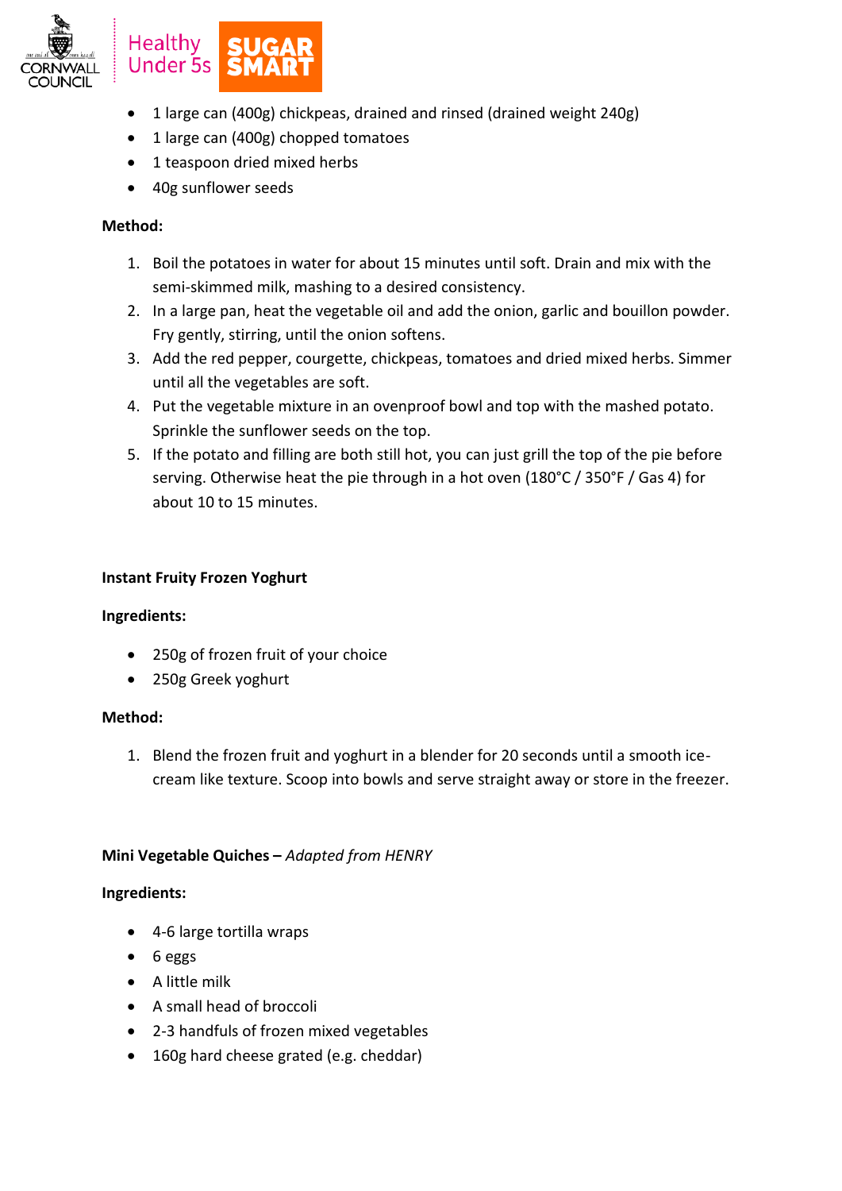- 1 large can (400g) chickpeas, drained and rinsed (drained weight 240g)
- 1 large can (400g) chopped tomatoes
- 1 teaspoon dried mixed herbs
- 40g sunflower seeds

**Method:**

1. Boil the potatoes in water for about 15 minutes until soft. Drain and mix with the semi-skimmed milk, mashing to a desired consistency.
2. In a large pan, heat the vegetable oil and add the onion, garlic and bouillon powder. Fry gently, stirring, until the onion softens.
3. Add the red pepper, courgette, chickpeas, tomatoes and dried mixed herbs. Simmer until all the vegetables are soft.
4. Put the vegetable mixture in an ovenproof bowl and top with the mashed potato. Sprinkle the sunflower seeds on the top.
5. If the potato and filling are both still hot, you can just grill the top of the pie before serving. Otherwise heat the pie through in a hot oven (180°C / 350°F / Gas 4) for about 10 to 15 minutes.

**Instant Fruity Frozen Yoghurt**

**Ingredients:**

- 250g of frozen fruit of your choice
- 250g Greek yoghurt

**Method:**

1. Blend the frozen fruit and yoghurt in a blender for 20 seconds until a smooth ice-cream like texture. Scoop into bowls and serve straight away or store in the freezer.

**Mini Vegetable Quiches –** *Adapted from HENRY*

**Ingredients:**

- 4-6 large tortilla wraps
- 6 eggs
- A little milk
- A small head of broccoli
- 2-3 handfuls of frozen mixed vegetables
- 160g hard cheese grated (e.g. cheddar)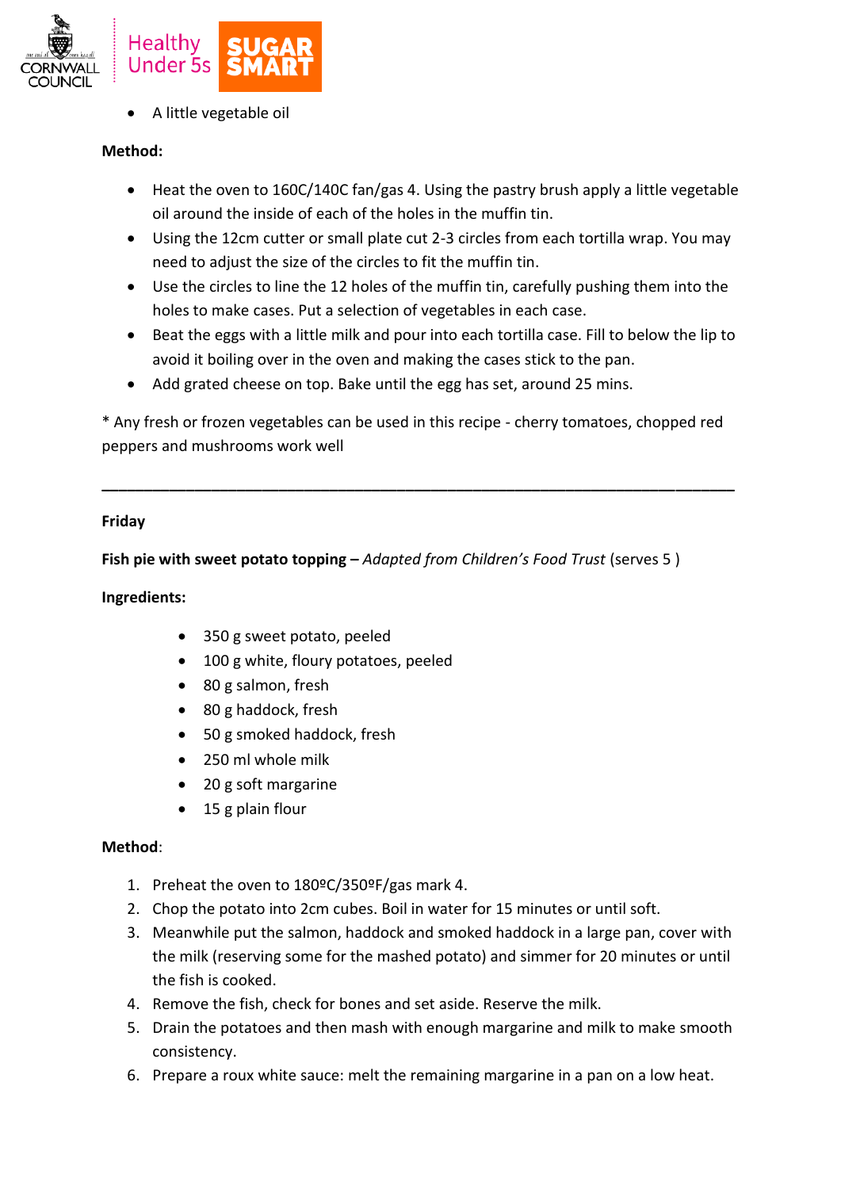- A little vegetable oil

**Method:**

- Heat the oven to 160C/140C fan/gas 4. Using the pastry brush apply a little vegetable oil around the inside of each of the holes in the muffin tin.
- Using the 12cm cutter or small plate cut 2-3 circles from each tortilla wrap. You may need to adjust the size of the circles to fit the muffin tin.
- Use the circles to line the 12 holes of the muffin tin, carefully pushing them into the holes to make cases. Put a selection of vegetables in each case.
- Beat the eggs with a little milk and pour into each tortilla case. Fill to below the lip to avoid it boiling over in the oven and making the cases stick to the pan.
- Add grated cheese on top. Bake until the egg has set, around 25 mins.

* Any fresh or frozen vegetables can be used in this recipe - cherry tomatoes, chopped red peppers and mushrooms work well

---

**Friday**

**Fish pie with sweet potato topping –** *Adapted from Children's Food Trust* (serves 5 )

**Ingredients:**

- 350 g sweet potato, peeled
- 100 g white, floury potatoes, peeled
- 80 g salmon, fresh
- 80 g haddock, fresh
- 50 g smoked haddock, fresh
- 250 ml whole milk
- 20 g soft margarine
- 15 g plain flour

**Method**:

1. Preheat the oven to 180ºC/350ºF/gas mark 4.
2. Chop the potato into 2cm cubes. Boil in water for 15 minutes or until soft.
3. Meanwhile put the salmon, haddock and smoked haddock in a large pan, cover with the milk (reserving some for the mashed potato) and simmer for 20 minutes or until the fish is cooked.
4. Remove the fish, check for bones and set aside. Reserve the milk.
5. Drain the potatoes and then mash with enough margarine and milk to make smooth consistency.
6. Prepare a roux white sauce: melt the remaining margarine in a pan on a low heat.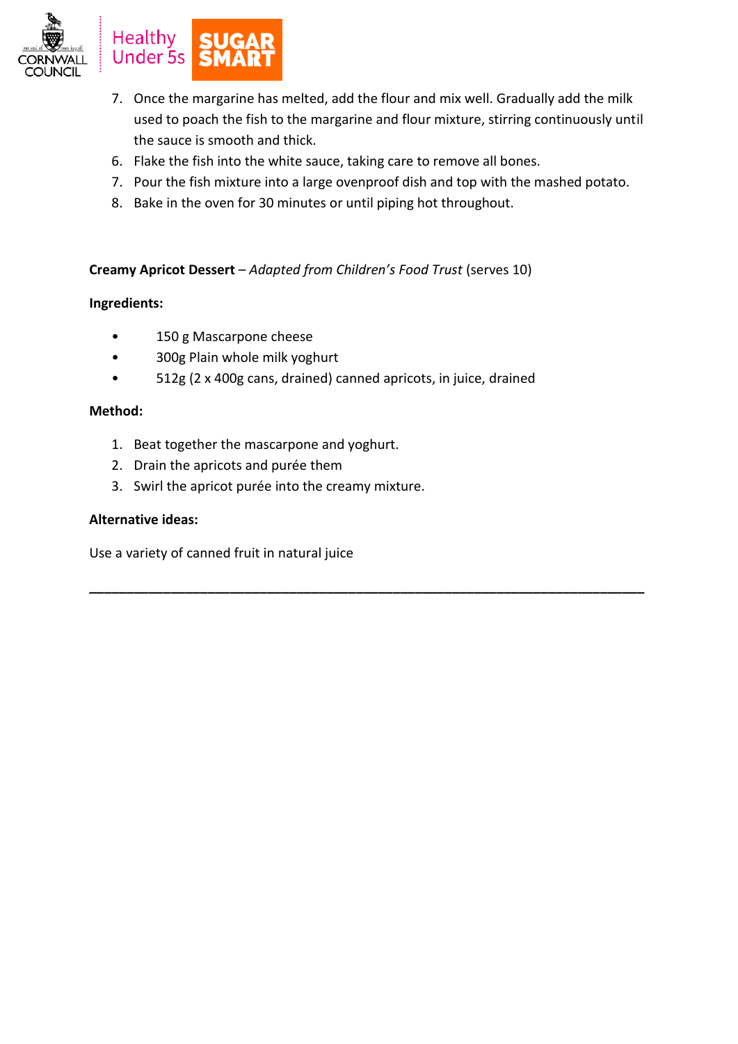7. Once the margarine has melted, add the flour and mix well. Gradually add the milk used to poach the fish to the margarine and flour mixture, stirring continuously until the sauce is smooth and thick.
6. Flake the fish into the white sauce, taking care to remove all bones.
7. Pour the fish mixture into a large ovenproof dish and top with the mashed potato.
8. Bake in the oven for 30 minutes or until piping hot throughout.

**Creamy Apricot Dessert** – *Adapted from Children's Food Trust* (serves 10)

**Ingredients:**

- 150 g Mascarpone cheese
- 300g Plain whole milk yoghurt
- 512g (2 x 400g cans, drained) canned apricots, in juice, drained

**Method:**

1. Beat together the mascarpone and yoghurt.
2. Drain the apricots and purée them
3. Swirl the apricot purée into the creamy mixture.

**Alternative ideas:**

Use a variety of canned fruit in natural juice

---